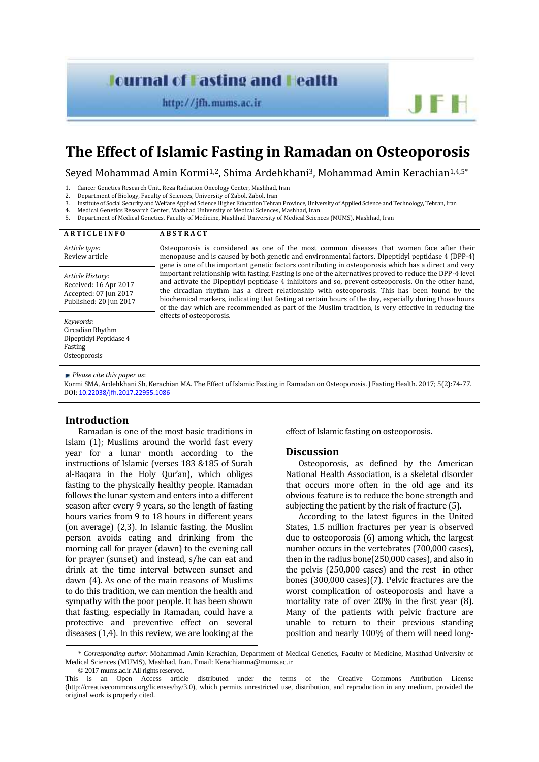# The Effect of Islamic Fasting in Ramadan on Osteoporosis

Seyed Mohammad Amin Kormi[1,2], Shima Ardehkhani[3], Mohammad Amin Kerachian[1,4,5*]

1. Cancer Genetics Research Unit, Reza Radiation Oncology Center, Mashhad, Iran
2. Department of Biology, Faculty of Sciences, University of Zabol, Zabol, Iran
3. Institute of Social Security and Welfare Applied Science Higher Education Tehran Province, University of Applied Science and Technology, Tehran, Iran
4. Medical Genetics Research Center, Mashhad University of Medical Sciences, Mashhad, Iran
5. Department of Medical Genetics, Faculty of Medicine, Mashhad University of Medical Sciences (MUMS), Mashhad, Iran

**ARTICLE INFO**

*Article type:*
Review article

*Article History:*
Received: 16 Apr 2017
Accepted: 07 Jun 2017
Published: 20 Jun 2017

*Keywords:*
Circadian Rhythm
Dipeptidyl Peptidase 4
Fasting
Osteoporosis

**ABSTRACT**

Osteoporosis is considered as one of the most common diseases that women face after their menopause and is caused by both genetic and environmental factors. Dipeptidyl peptidase 4 (DPP-4) gene is one of the important genetic factors contributing in osteoporosis which has a direct and very important relationship with fasting. Fasting is one of the alternatives proved to reduce the DPP-4 level and activate the Dipeptidyl peptidase 4 inhibitors and so, prevent osteoporosis. On the other hand, the circadian rhythm has a direct relationship with osteoporosis. This has been found by the biochemical markers, indicating that fasting at certain hours of the day, especially during those hours of the day which are recommended as part of the Muslim tradition, is very effective in reducing the effects of osteoporosis.

*Please cite this paper as*:
Kormi SMA, Ardehkhani Sh, Kerachian MA. The Effect of Islamic Fasting in Ramadan on Osteoporosis. J Fasting Health. 2017; 5(2):74-77. DOI: 10.22038/jfh.2017.22955.1086

## Introduction

Ramadan is one of the most basic traditions in Islam (1); Muslims around the world fast every year for a lunar month according to the instructions of Islamic (verses 183 &185 of Surah al-Baqara in the Holy Qur'an), which obliges fasting to the physically healthy people. Ramadan follows the lunar system and enters into a different season after every 9 years, so the length of fasting hours varies from 9 to 18 hours in different years (on average) (2,3). In Islamic fasting, the Muslim person avoids eating and drinking from the morning call for prayer (dawn) to the evening call for prayer (sunset) and instead, s/he can eat and drink at the time interval between sunset and dawn (4). As one of the main reasons of Muslims to do this tradition, we can mention the health and sympathy with the poor people. It has been shown that fasting, especially in Ramadan, could have a protective and preventive effect on several diseases (1,4). In this review, we are looking at the effect of Islamic fasting on osteoporosis.

## Discussion

Osteoporosis, as defined by the American National Health Association, is a skeletal disorder that occurs more often in the old age and its obvious feature is to reduce the bone strength and subjecting the patient by the risk of fracture (5).

According to the latest figures in the United States, 1.5 million fractures per year is observed due to osteoporosis (6) among which, the largest number occurs in the vertebrates (700,000 cases), then in the radius bone(250,000 cases), and also in the pelvis (250,000 cases) and the rest in other bones (300,000 cases)(7). Pelvic fractures are the worst complication of osteoporosis and have a mortality rate of over 20% in the first year (8). Many of the patients with pelvic fracture are unable to return to their previous standing position and nearly 100% of them will need long-

\* *Corresponding author:* Mohammad Amin Kerachian, Department of Medical Genetics, Faculty of Medicine, Mashhad University of Medical Sciences (MUMS), Mashhad, Iran. Email: Kerachianma@mums.ac.ir

© 2017 mums.ac.ir All rights reserved.

This is an Open Access article distributed under the terms of the Creative Commons Attribution License (http://creativecommons.org/licenses/by/3.0), which permits unrestricted use, distribution, and reproduction in any medium, provided the original work is properly cited.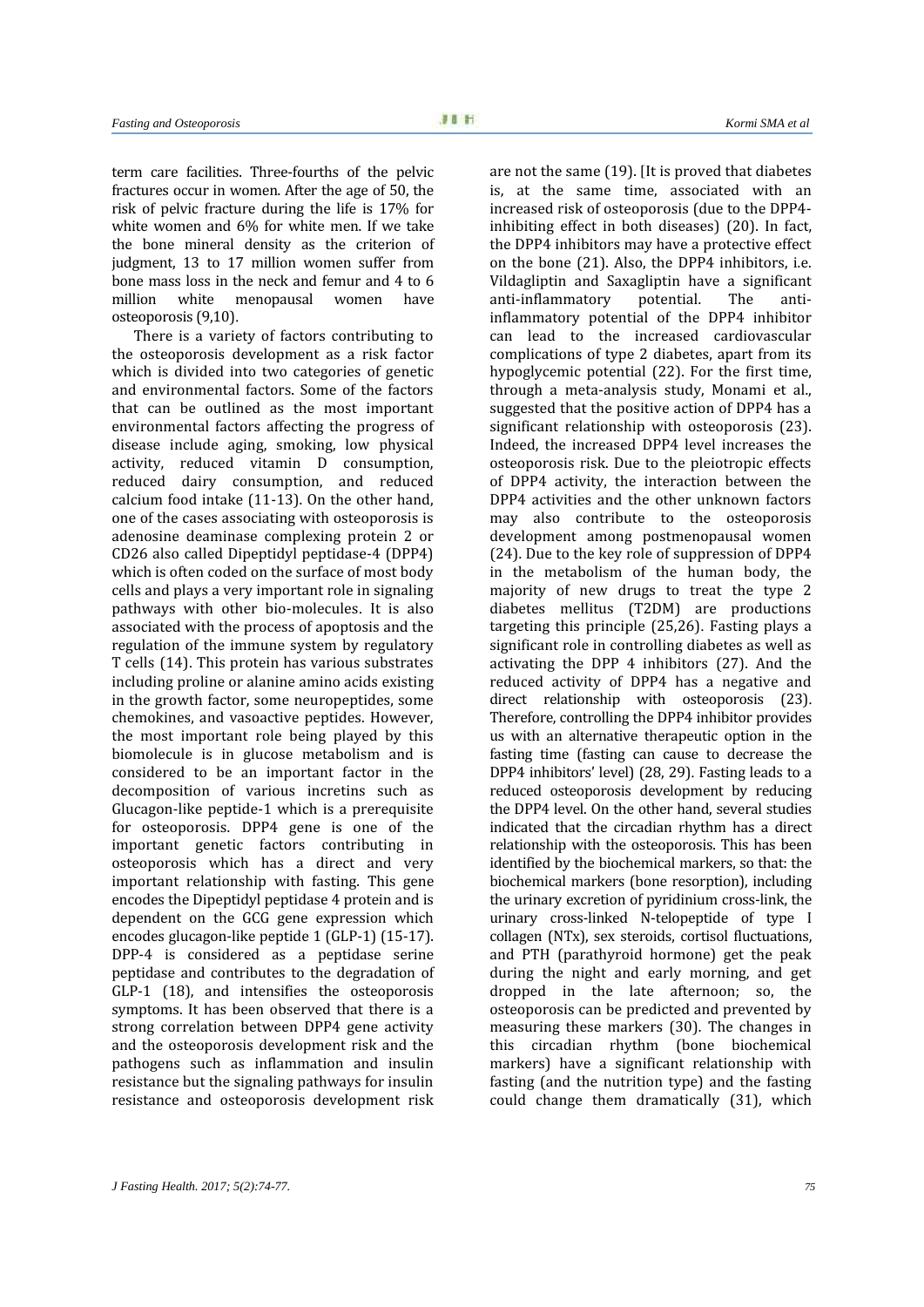term care facilities. Three-fourths of the pelvic fractures occur in women. After the age of 50, the risk of pelvic fracture during the life is 17% for white women and 6% for white men. If we take the bone mineral density as the criterion of judgment, 13 to 17 million women suffer from bone mass loss in the neck and femur and 4 to 6 million white menopausal women have osteoporosis (9,10).

There is a variety of factors contributing to the osteoporosis development as a risk factor which is divided into two categories of genetic and environmental factors. Some of the factors that can be outlined as the most important environmental factors affecting the progress of disease include aging, smoking, low physical activity, reduced vitamin D consumption, reduced dairy consumption, and reduced calcium food intake (11-13). On the other hand, one of the cases associating with osteoporosis is adenosine deaminase complexing protein 2 or CD26 also called Dipeptidyl peptidase-4 (DPP4) which is often coded on the surface of most body cells and plays a very important role in signaling pathways with other bio-molecules. It is also associated with the process of apoptosis and the regulation of the immune system by regulatory T cells (14). This protein has various substrates including proline or alanine amino acids existing in the growth factor, some neuropeptides, some chemokines, and vasoactive peptides. However, the most important role being played by this biomolecule is in glucose metabolism and is considered to be an important factor in the decomposition of various incretins such as Glucagon-like peptide-1 which is a prerequisite for osteoporosis. DPP4 gene is one of the important genetic factors contributing in osteoporosis which has a direct and very important relationship with fasting. This gene encodes the Dipeptidyl peptidase 4 protein and is dependent on the GCG gene expression which encodes glucagon-like peptide 1 (GLP-1) (15-17). DPP-4 is considered as a peptidase serine peptidase and contributes to the degradation of GLP-1 (18), and intensifies the osteoporosis symptoms. It has been observed that there is a strong correlation between DPP4 gene activity and the osteoporosis development risk and the pathogens such as inflammation and insulin resistance but the signaling pathways for insulin resistance and osteoporosis development risk are not the same (19). [It is proved that diabetes is, at the same time, associated with an increased risk of osteoporosis (due to the DPP4-inhibiting effect in both diseases) (20). In fact, the DPP4 inhibitors may have a protective effect on the bone (21). Also, the DPP4 inhibitors, i.e. Vildagliptin and Saxagliptin have a significant anti-inflammatory potential. The anti-inflammatory potential of the DPP4 inhibitor can lead to the increased cardiovascular complications of type 2 diabetes, apart from its hypoglycemic potential (22). For the first time, through a meta-analysis study, Monami et al., suggested that the positive action of DPP4 has a significant relationship with osteoporosis (23). Indeed, the increased DPP4 level increases the osteoporosis risk. Due to the pleiotropic effects of DPP4 activity, the interaction between the DPP4 activities and the other unknown factors may also contribute to the osteoporosis development among postmenopausal women (24). Due to the key role of suppression of DPP4 in the metabolism of the human body, the majority of new drugs to treat the type 2 diabetes mellitus (T2DM) are productions targeting this principle (25,26). Fasting plays a significant role in controlling diabetes as well as activating the DPP 4 inhibitors (27). And the reduced activity of DPP4 has a negative and direct relationship with osteoporosis (23). Therefore, controlling the DPP4 inhibitor provides us with an alternative therapeutic option in the fasting time (fasting can cause to decrease the DPP4 inhibitors' level) (28, 29). Fasting leads to a reduced osteoporosis development by reducing the DPP4 level. On the other hand, several studies indicated that the circadian rhythm has a direct relationship with the osteoporosis. This has been identified by the biochemical markers, so that: the biochemical markers (bone resorption), including the urinary excretion of pyridinium cross-link, the urinary cross-linked N-telopeptide of type I collagen (NTx), sex steroids, cortisol fluctuations, and PTH (parathyroid hormone) get the peak during the night and early morning, and get dropped in the late afternoon; so, the osteoporosis can be predicted and prevented by measuring these markers (30). The changes in this circadian rhythm (bone biochemical markers) have a significant relationship with fasting (and the nutrition type) and the fasting could change them dramatically (31), which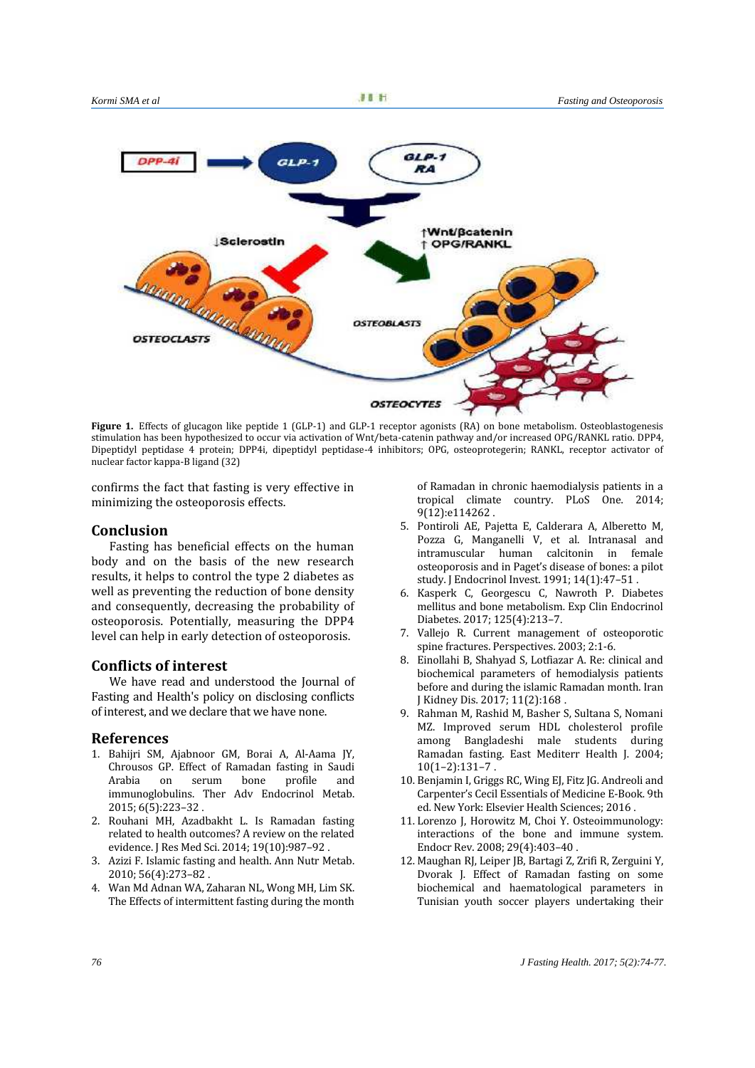**Figure 1.** Effects of glucagon like peptide 1 (GLP-1) and GLP-1 receptor agonists (RA) on bone metabolism. Osteoblastogenesis stimulation has been hypothesized to occur via activation of Wnt/beta-catenin pathway and/or increased OPG/RANKL ratio. DPP4, Dipeptidyl peptidase 4 protein; DPP4i, dipeptidyl peptidase-4 inhibitors; OPG, osteoprotegerin; RANKL, receptor activator of nuclear factor kappa-B ligand (32)

confirms the fact that fasting is very effective in minimizing the osteoporosis effects.

## Conclusion

Fasting has beneficial effects on the human body and on the basis of the new research results, it helps to control the type 2 diabetes as well as preventing the reduction of bone density and consequently, decreasing the probability of osteoporosis. Potentially, measuring the DPP4 level can help in early detection of osteoporosis.

## Conflicts of interest

We have read and understood the Journal of Fasting and Health's policy on disclosing conflicts of interest, and we declare that we have none.

## References

1. Bahijri SM, Ajabnoor GM, Borai A, Al-Aama JY, Chrousos GP. Effect of Ramadan fasting in Saudi Arabia on serum bone profile and immunoglobulins. Ther Adv Endocrinol Metab. 2015; 6(5):223–32 .
2. Rouhani MH, Azadbakht L. Is Ramadan fasting related to health outcomes? A review on the related evidence. J Res Med Sci. 2014; 19(10):987–92 .
3. Azizi F. Islamic fasting and health. Ann Nutr Metab. 2010; 56(4):273–82 .
4. Wan Md Adnan WA, Zaharan NL, Wong MH, Lim SK. The Effects of intermittent fasting during the month of Ramadan in chronic haemodialysis patients in a tropical climate country. PLoS One. 2014; 9(12):e114262 .
5. Pontiroli AE, Pajetta E, Calderara A, Alberetto M, Pozza G, Manganelli V, et al. Intranasal and intramuscular human calcitonin in female osteoporosis and in Paget's disease of bones: a pilot study. J Endocrinol Invest. 1991; 14(1):47–51 .
6. Kasperk C, Georgescu C, Nawroth P. Diabetes mellitus and bone metabolism. Exp Clin Endocrinol Diabetes. 2017; 125(4):213–7.
7. Vallejo R. Current management of osteoporotic spine fractures. Perspectives. 2003; 2:1-6.
8. Einollahi B, Shahyad S, Lotfiazar A. Re: clinical and biochemical parameters of hemodialysis patients before and during the islamic Ramadan month. Iran J Kidney Dis. 2017; 11(2):168 .
9. Rahman M, Rashid M, Basher S, Sultana S, Nomani MZ. Improved serum HDL cholesterol profile among Bangladeshi male students during Ramadan fasting. East Mediterr Health J. 2004; 10(1–2):131–7 .
10. Benjamin I, Griggs RC, Wing EJ, Fitz JG. Andreoli and Carpenter's Cecil Essentials of Medicine E-Book. 9th ed. New York: Elsevier Health Sciences; 2016 .
11. Lorenzo J, Horowitz M, Choi Y. Osteoimmunology: interactions of the bone and immune system. Endocr Rev. 2008; 29(4):403–40 .
12. Maughan RJ, Leiper JB, Bartagi Z, Zrifi R, Zerguini Y, Dvorak J. Effect of Ramadan fasting on some biochemical and haematological parameters in Tunisian youth soccer players undertaking their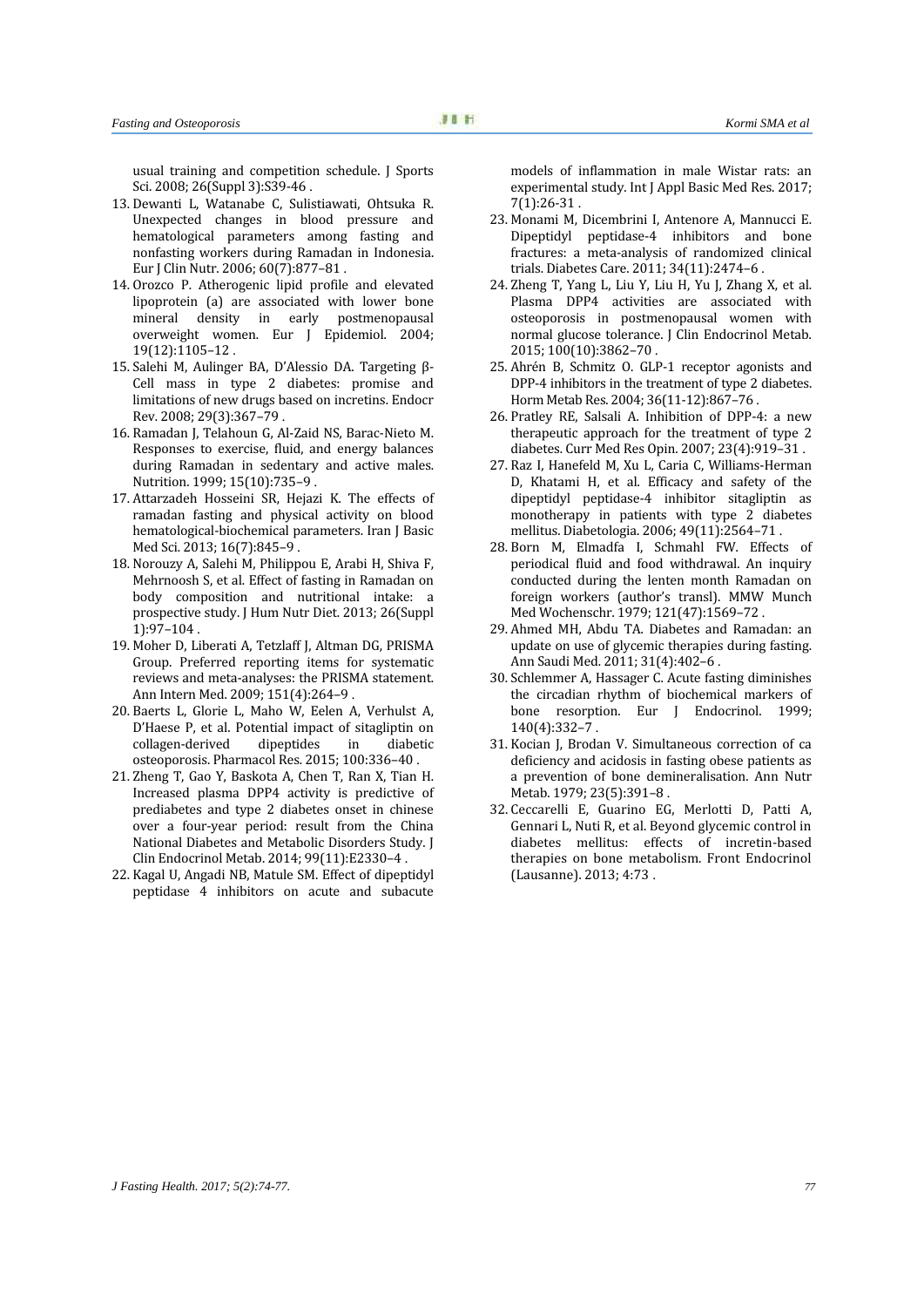usual training and competition schedule. J Sports Sci. 2008; 26(Suppl 3):S39-46 .

13. Dewanti L, Watanabe C, Sulistiawati, Ohtsuka R. Unexpected changes in blood pressure and hematological parameters among fasting and nonfasting workers during Ramadan in Indonesia. Eur J Clin Nutr. 2006; 60(7):877–81 .
14. Orozco P. Atherogenic lipid profile and elevated lipoprotein (a) are associated with lower bone mineral density in early postmenopausal overweight women. Eur J Epidemiol. 2004; 19(12):1105–12 .
15. Salehi M, Aulinger BA, D'Alessio DA. Targeting β-Cell mass in type 2 diabetes: promise and limitations of new drugs based on incretins. Endocr Rev. 2008; 29(3):367–79 .
16. Ramadan J, Telahoun G, Al-Zaid NS, Barac-Nieto M. Responses to exercise, fluid, and energy balances during Ramadan in sedentary and active males. Nutrition. 1999; 15(10):735–9 .
17. Attarzadeh Hosseini SR, Hejazi K. The effects of ramadan fasting and physical activity on blood hematological-biochemical parameters. Iran J Basic Med Sci. 2013; 16(7):845–9 .
18. Norouzy A, Salehi M, Philippou E, Arabi H, Shiva F, Mehrnoosh S, et al. Effect of fasting in Ramadan on body composition and nutritional intake: a prospective study. J Hum Nutr Diet. 2013; 26(Suppl 1):97–104 .
19. Moher D, Liberati A, Tetzlaff J, Altman DG, PRISMA Group. Preferred reporting items for systematic reviews and meta-analyses: the PRISMA statement. Ann Intern Med. 2009; 151(4):264–9 .
20. Baerts L, Glorie L, Maho W, Eelen A, Verhulst A, D'Haese P, et al. Potential impact of sitagliptin on collagen-derived dipeptides in diabetic osteoporosis. Pharmacol Res. 2015; 100:336–40 .
21. Zheng T, Gao Y, Baskota A, Chen T, Ran X, Tian H. Increased plasma DPP4 activity is predictive of prediabetes and type 2 diabetes onset in chinese over a four-year period: result from the China National Diabetes and Metabolic Disorders Study. J Clin Endocrinol Metab. 2014; 99(11):E2330–4 .
22. Kagal U, Angadi NB, Matule SM. Effect of dipeptidyl peptidase 4 inhibitors on acute and subacute models of inflammation in male Wistar rats: an experimental study. Int J Appl Basic Med Res. 2017; 7(1):26-31 .
23. Monami M, Dicembrini I, Antenore A, Mannucci E. Dipeptidyl peptidase-4 inhibitors and bone fractures: a meta-analysis of randomized clinical trials. Diabetes Care. 2011; 34(11):2474–6 .
24. Zheng T, Yang L, Liu Y, Liu H, Yu J, Zhang X, et al. Plasma DPP4 activities are associated with osteoporosis in postmenopausal women with normal glucose tolerance. J Clin Endocrinol Metab. 2015; 100(10):3862–70 .
25. Ahrén B, Schmitz O. GLP-1 receptor agonists and DPP-4 inhibitors in the treatment of type 2 diabetes. Horm Metab Res. 2004; 36(11-12):867–76 .
26. Pratley RE, Salsali A. Inhibition of DPP-4: a new therapeutic approach for the treatment of type 2 diabetes. Curr Med Res Opin. 2007; 23(4):919–31 .
27. Raz I, Hanefeld M, Xu L, Caria C, Williams-Herman D, Khatami H, et al. Efficacy and safety of the dipeptidyl peptidase-4 inhibitor sitagliptin as monotherapy in patients with type 2 diabetes mellitus. Diabetologia. 2006; 49(11):2564–71 .
28. Born M, Elmadfa I, Schmahl FW. Effects of periodical fluid and food withdrawal. An inquiry conducted during the lenten month Ramadan on foreign workers (author's transl). MMW Munch Med Wochenschr. 1979; 121(47):1569–72 .
29. Ahmed MH, Abdu TA. Diabetes and Ramadan: an update on use of glycemic therapies during fasting. Ann Saudi Med. 2011; 31(4):402–6 .
30. Schlemmer A, Hassager C. Acute fasting diminishes the circadian rhythm of biochemical markers of bone resorption. Eur J Endocrinol. 1999; 140(4):332–7 .
31. Kocian J, Brodan V. Simultaneous correction of ca deficiency and acidosis in fasting obese patients as a prevention of bone demineralisation. Ann Nutr Metab. 1979; 23(5):391–8 .
32. Ceccarelli E, Guarino EG, Merlotti D, Patti A, Gennari L, Nuti R, et al. Beyond glycemic control in diabetes mellitus: effects of incretin-based therapies on bone metabolism. Front Endocrinol (Lausanne). 2013; 4:73 .